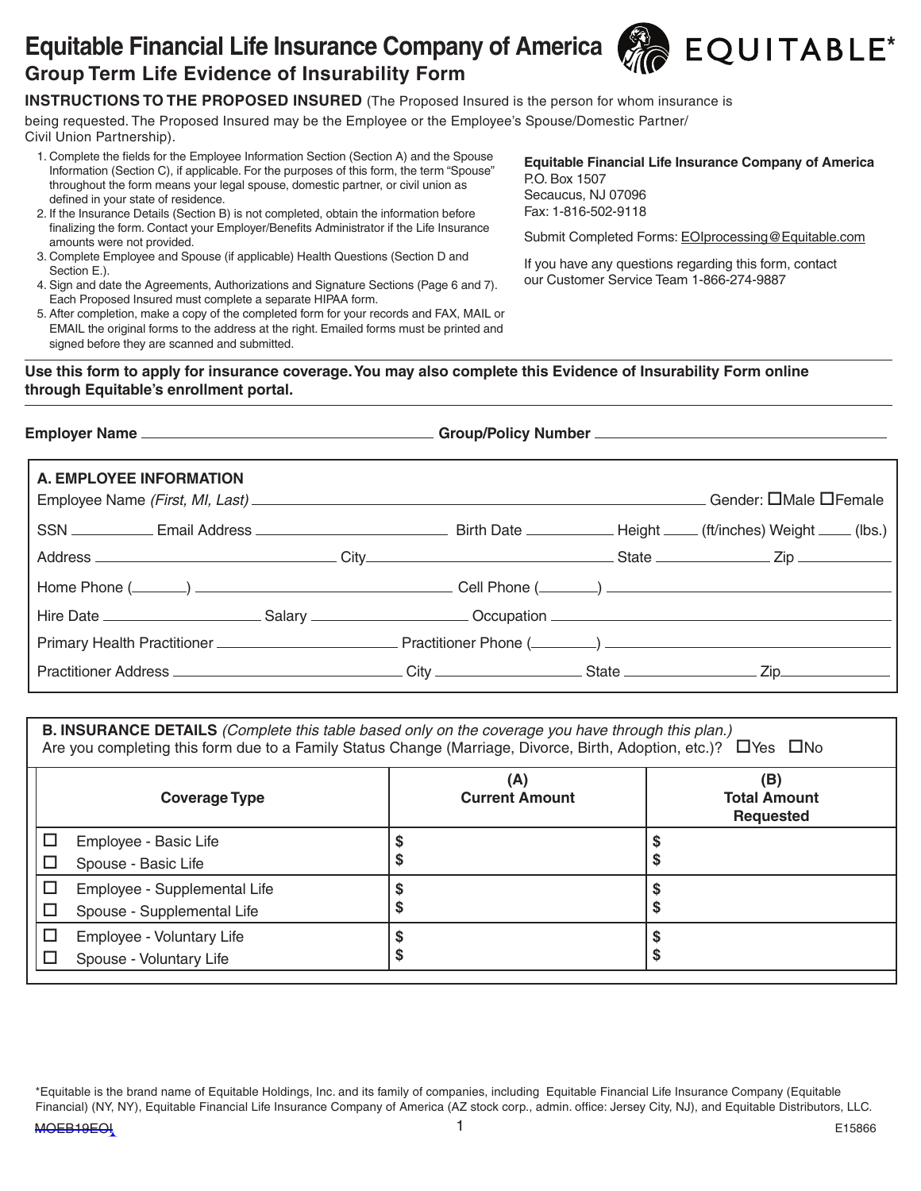# Equitable Financial Life Insurance Company of America

## Group Term Life Evidence of Insurability Form

**INSTRUCTIONS TO THE PROPOSED INSURED** (The Proposed Insured is the person for whom insurance is being requested. The Proposed Insured may be the Employee or the Employee's Spouse/Domestic Partner/Civil Union Partnership).

1. Complete the fields for the Employee Information Section (Section A) and the Spouse Information (Section C), if applicable. For the purposes of this form, the term "Spouse" throughout the form means your legal spouse, domestic partner, or civil union as defined in your state of residence.
2. If the Insurance Details (Section B) is not completed, obtain the information before finalizing the form. Contact your Employer/Benefits Administrator if the Life Insurance amounts were not provided.
3. Complete Employee and Spouse (if applicable) Health Questions (Section D and Section E.).
4. Sign and date the Agreements, Authorizations and Signature Sections (Page 6 and 7). Each Proposed Insured must complete a separate HIPAA form.
5. After completion, make a copy of the completed form for your records and FAX, MAIL or EMAIL the original forms to the address at the right. Emailed forms must be printed and signed before they are scanned and submitted.

**Equitable Financial Life Insurance Company of America**
P.O. Box 1507
Secaucus, NJ 07096
Fax: 1-816-502-9118

Submit Completed Forms: EOIprocessing@Equitable.com

If you have any questions regarding this form, contact our Customer Service Team 1-866-274-9887

**Use this form to apply for insurance coverage. You may also complete this Evidence of Insurability Form online through Equitable's enrollment portal.**

**Employer Name** ____________________ **Group/Policy Number** ____________________

### A. EMPLOYEE INFORMATION

Employee Name *(First, MI, Last)* ____________________ Gender: ☐Male ☐Female

SSN __________ Email Address ____________________ Birth Date __________ Height _____ (ft/inches) Weight _____ (lbs.)

Address ____________________ City ____________________ State __________ Zip __________

Home Phone (______) ____________________ Cell Phone (______) ____________________

Hire Date __________ Salary __________ Occupation ____________________

Primary Health Practitioner ____________________ Practitioner Phone (______) ____________________

Practitioner Address ____________________ City __________ State __________ Zip__________

### B. INSURANCE DETAILS *(Complete this table based only on the coverage you have through this plan.)*

Are you completing this form due to a Family Status Change (Marriage, Divorce, Birth, Adoption, etc.)? ☐Yes ☐No

| Coverage Type | (A) Current Amount | (B) Total Amount Requested |
|---|---|---|
| ☐ Employee - Basic Life | $ | $ |
| ☐ Spouse - Basic Life | $ | $ |
| ☐ Employee - Supplemental Life | $ | $ |
| ☐ Spouse - Supplemental Life | $ | $ |
| ☐ Employee - Voluntary Life | $ | $ |
| ☐ Spouse - Voluntary Life | $ | $ |

*Equitable is the brand name of Equitable Holdings, Inc. and its family of companies, including Equitable Financial Life Insurance Company (Equitable Financial) (NY, NY), Equitable Financial Life Insurance Company of America (AZ stock corp., admin. office: Jersey City, NJ), and Equitable Distributors, LLC.

MOEB19EOI E15866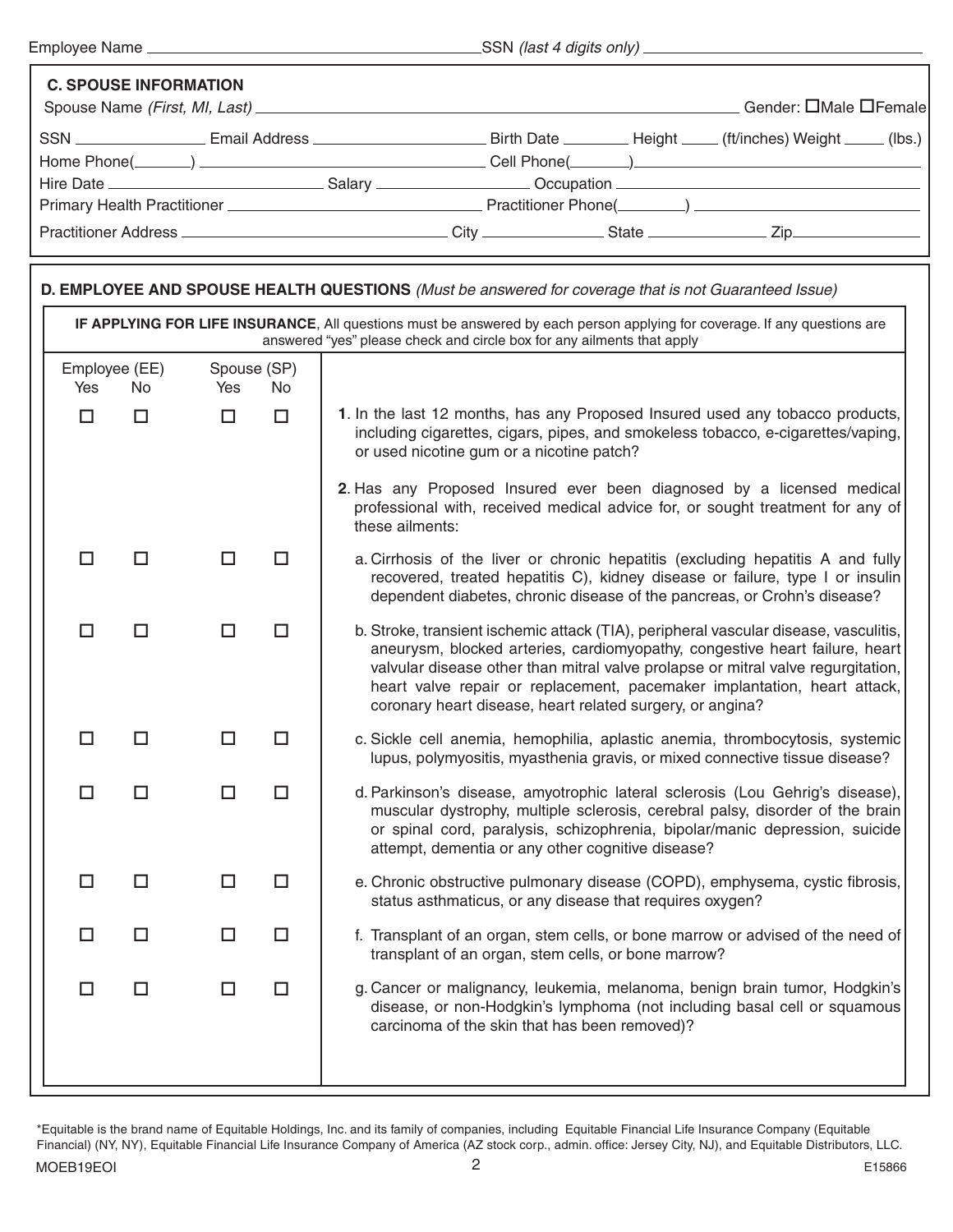Employee Name ______________________ SSN *(last 4 digits only)* ______________________

## C. SPOUSE INFORMATION

Spouse Name *(First, MI, Last)* ______________________ Gender: ☐Male ☐Female

SSN ____________ Email Address ______________ Birth Date ________ Height ____ (ft/inches) Weight _____ (lbs.)

Home Phone(_______) ______________________ Cell Phone(_______) ______________________

Hire Date ______________ Salary ______________ Occupation ______________________

Primary Health Practitioner ______________________ Practitioner Phone(________) ______________________

Practitioner Address ______________________ City ____________ State ____________ Zip ____________

## D. EMPLOYEE AND SPOUSE HEALTH QUESTIONS *(Must be answered for coverage that is not Guaranteed Issue)*

**IF APPLYING FOR LIFE INSURANCE**, All questions must be answered by each person applying for coverage. If any questions are answered "yes" please check and circle box for any ailments that apply

| Employee (EE) Yes | Employee (EE) No | Spouse (SP) Yes | Spouse (SP) No | |
|---|---|---|---|---|
| ☐ | ☐ | ☐ | ☐ | **1**. In the last 12 months, has any Proposed Insured used any tobacco products, including cigarettes, cigars, pipes, and smokeless tobacco, e-cigarettes/vaping, or used nicotine gum or a nicotine patch? |
| | | | | **2**. Has any Proposed Insured ever been diagnosed by a licensed medical professional with, received medical advice for, or sought treatment for any of these ailments: |
| ☐ | ☐ | ☐ | ☐ | a. Cirrhosis of the liver or chronic hepatitis (excluding hepatitis A and fully recovered, treated hepatitis C), kidney disease or failure, type I or insulin dependent diabetes, chronic disease of the pancreas, or Crohn's disease? |
| ☐ | ☐ | ☐ | ☐ | b. Stroke, transient ischemic attack (TIA), peripheral vascular disease, vasculitis, aneurysm, blocked arteries, cardiomyopathy, congestive heart failure, heart valvular disease other than mitral valve prolapse or mitral valve regurgitation, heart valve repair or replacement, pacemaker implantation, heart attack, coronary heart disease, heart related surgery, or angina? |
| ☐ | ☐ | ☐ | ☐ | c. Sickle cell anemia, hemophilia, aplastic anemia, thrombocytosis, systemic lupus, polymyositis, myasthenia gravis, or mixed connective tissue disease? |
| ☐ | ☐ | ☐ | ☐ | d. Parkinson's disease, amyotrophic lateral sclerosis (Lou Gehrig's disease), muscular dystrophy, multiple sclerosis, cerebral palsy, disorder of the brain or spinal cord, paralysis, schizophrenia, bipolar/manic depression, suicide attempt, dementia or any other cognitive disease? |
| ☐ | ☐ | ☐ | ☐ | e. Chronic obstructive pulmonary disease (COPD), emphysema, cystic fibrosis, status asthmaticus, or any disease that requires oxygen? |
| ☐ | ☐ | ☐ | ☐ | f. Transplant of an organ, stem cells, or bone marrow or advised of the need of transplant of an organ, stem cells, or bone marrow? |
| ☐ | ☐ | ☐ | ☐ | g. Cancer or malignancy, leukemia, melanoma, benign brain tumor, Hodgkin's disease, or non-Hodgkin's lymphoma (not including basal cell or squamous carcinoma of the skin that has been removed)? |

*Equitable is the brand name of Equitable Holdings, Inc. and its family of companies, including Equitable Financial Life Insurance Company (Equitable Financial) (NY, NY), Equitable Financial Life Insurance Company of America (AZ stock corp., admin. office: Jersey City, NJ), and Equitable Distributors, LLC.

MOEB19EOI E15866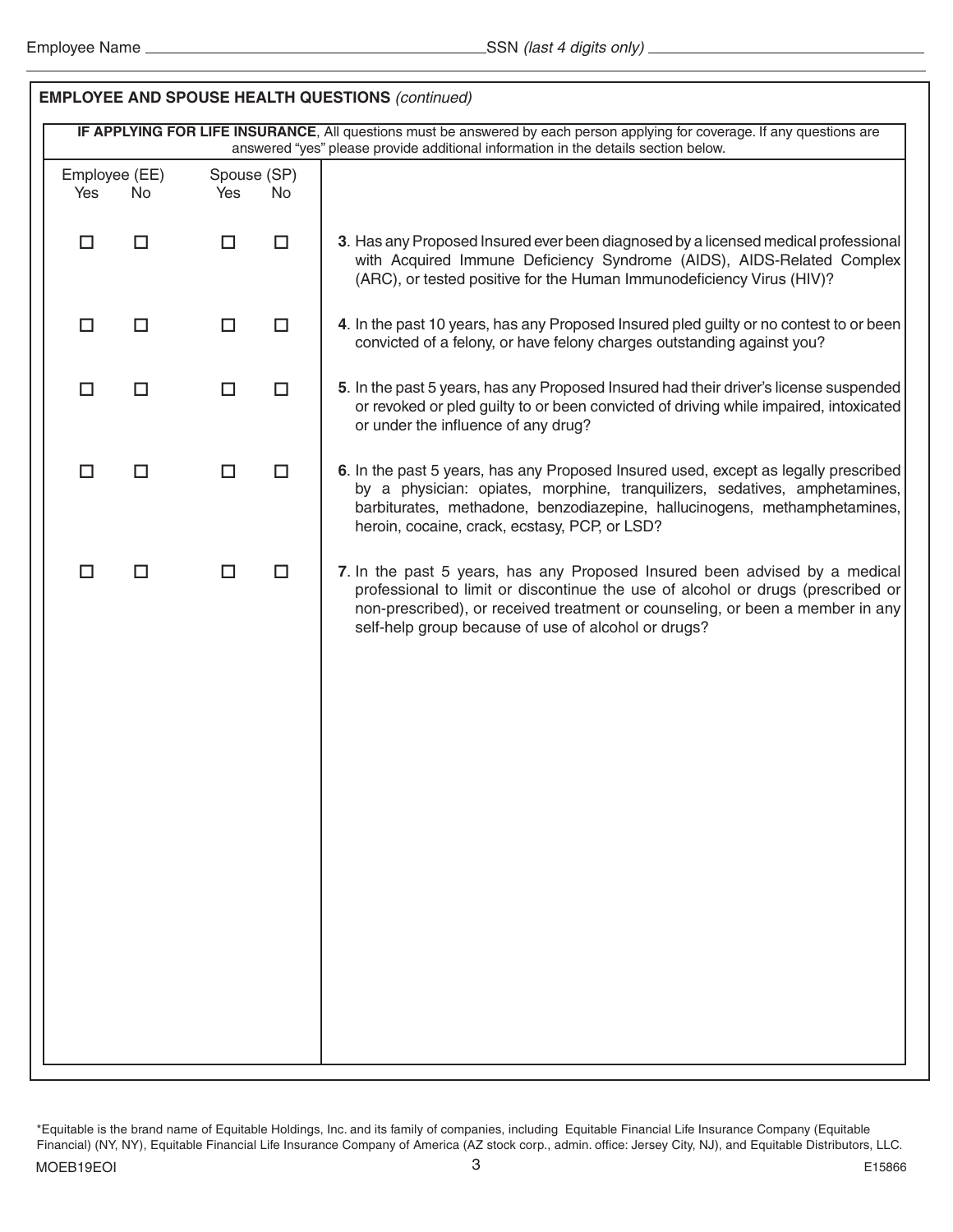Employee Name ______________________ SSN *(last 4 digits only)* ______________________

## EMPLOYEE AND SPOUSE HEALTH QUESTIONS *(continued)*

**IF APPLYING FOR LIFE INSURANCE**, All questions must be answered by each person applying for coverage. If any questions are answered "yes" please provide additional information in the details section below.

| Employee (EE) Yes | Employee (EE) No | Spouse (SP) Yes | Spouse (SP) No | |
|---|---|---|---|---|
| ☐ | ☐ | ☐ | ☐ | **3**. Has any Proposed Insured ever been diagnosed by a licensed medical professional with Acquired Immune Deficiency Syndrome (AIDS), AIDS-Related Complex (ARC), or tested positive for the Human Immunodeficiency Virus (HIV)? |
| ☐ | ☐ | ☐ | ☐ | **4**. In the past 10 years, has any Proposed Insured pled guilty or no contest to or been convicted of a felony, or have felony charges outstanding against you? |
| ☐ | ☐ | ☐ | ☐ | **5**. In the past 5 years, has any Proposed Insured had their driver's license suspended or revoked or pled guilty to or been convicted of driving while impaired, intoxicated or under the influence of any drug? |
| ☐ | ☐ | ☐ | ☐ | **6**. In the past 5 years, has any Proposed Insured used, except as legally prescribed by a physician: opiates, morphine, tranquilizers, sedatives, amphetamines, barbiturates, methadone, benzodiazepine, hallucinogens, methamphetamines, heroin, cocaine, crack, ecstasy, PCP, or LSD? |
| ☐ | ☐ | ☐ | ☐ | **7**. In the past 5 years, has any Proposed Insured been advised by a medical professional to limit or discontinue the use of alcohol or drugs (prescribed or non-prescribed), or received treatment or counseling, or been a member in any self-help group because of use of alcohol or drugs? |

*Equitable is the brand name of Equitable Holdings, Inc. and its family of companies, including Equitable Financial Life Insurance Company (Equitable Financial) (NY, NY), Equitable Financial Life Insurance Company of America (AZ stock corp., admin. office: Jersey City, NJ), and Equitable Distributors, LLC.

MOEB19EOI E15866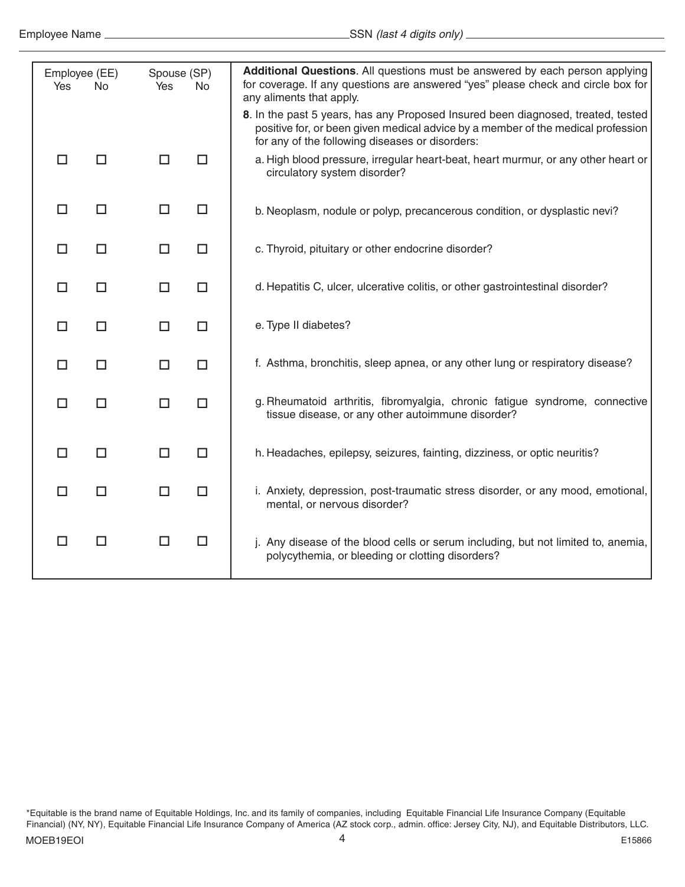Employee Name ______________________ SSN *(last 4 digits only)* ______________________

| Employee (EE) Yes | Employee (EE) No | Spouse (SP) Yes | Spouse (SP) No | **Additional Questions**. All questions must be answered by each person applying for coverage. If any questions are answered "yes" please check and circle box for any aliments that apply. |
|---|---|---|---|---|
| | | | | **8**. In the past 5 years, has any Proposed Insured been diagnosed, treated, tested positive for, or been given medical advice by a member of the medical profession for any of the following diseases or disorders: |
| ☐ | ☐ | ☐ | ☐ | a. High blood pressure, irregular heart-beat, heart murmur, or any other heart or circulatory system disorder? |
| ☐ | ☐ | ☐ | ☐ | b. Neoplasm, nodule or polyp, precancerous condition, or dysplastic nevi? |
| ☐ | ☐ | ☐ | ☐ | c. Thyroid, pituitary or other endocrine disorder? |
| ☐ | ☐ | ☐ | ☐ | d. Hepatitis C, ulcer, ulcerative colitis, or other gastrointestinal disorder? |
| ☐ | ☐ | ☐ | ☐ | e. Type II diabetes? |
| ☐ | ☐ | ☐ | ☐ | f. Asthma, bronchitis, sleep apnea, or any other lung or respiratory disease? |
| ☐ | ☐ | ☐ | ☐ | g. Rheumatoid arthritis, fibromyalgia, chronic fatigue syndrome, connective tissue disease, or any other autoimmune disorder? |
| ☐ | ☐ | ☐ | ☐ | h. Headaches, epilepsy, seizures, fainting, dizziness, or optic neuritis? |
| ☐ | ☐ | ☐ | ☐ | i. Anxiety, depression, post-traumatic stress disorder, or any mood, emotional, mental, or nervous disorder? |
| ☐ | ☐ | ☐ | ☐ | j. Any disease of the blood cells or serum including, but not limited to, anemia, polycythemia, or bleeding or clotting disorders? |

*Equitable is the brand name of Equitable Holdings, Inc. and its family of companies, including Equitable Financial Life Insurance Company (Equitable Financial) (NY, NY), Equitable Financial Life Insurance Company of America (AZ stock corp., admin. office: Jersey City, NJ), and Equitable Distributors, LLC.

MOEB19EOI E15866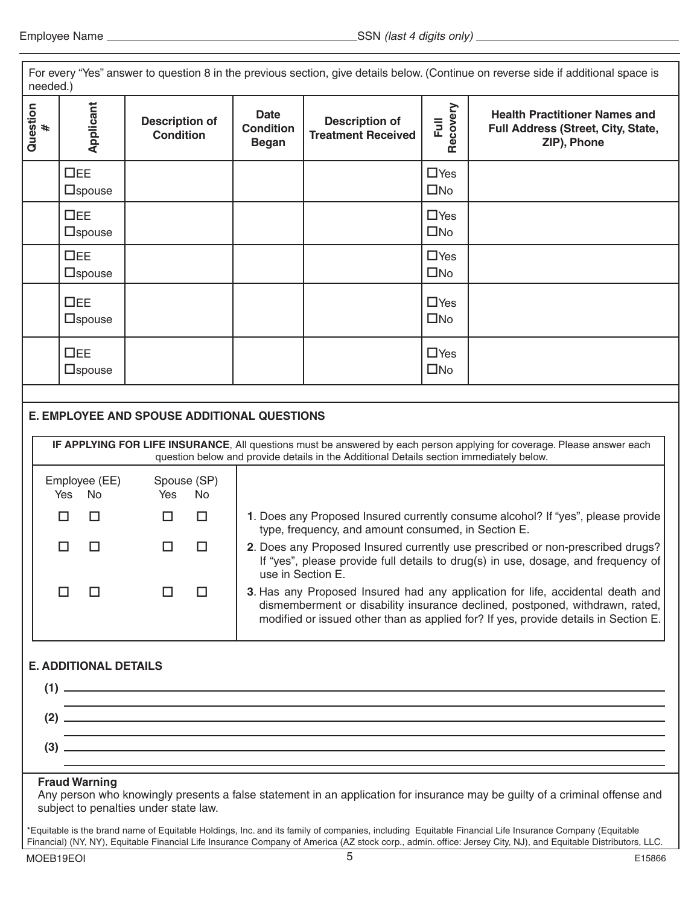Employee Name ______________________ SSN *(last 4 digits only)* ______________________

For every "Yes" answer to question 8 in the previous section, give details below. (Continue on reverse side if additional space is needed.)

| Question # | Applicant | Description of Condition | Date Condition Began | Description of Treatment Received | Full Recovery | Health Practitioner Names and Full Address (Street, City, State, ZIP), Phone |
|---|---|---|---|---|---|---|
| | ☐EE ☐spouse | | | | ☐Yes ☐No | |
| | ☐EE ☐spouse | | | | ☐Yes ☐No | |
| | ☐EE ☐spouse | | | | ☐Yes ☐No | |
| | ☐EE ☐spouse | | | | ☐Yes ☐No | |
| | ☐EE ☐spouse | | | | ☐Yes ☐No | |

## E. EMPLOYEE AND SPOUSE ADDITIONAL QUESTIONS

**IF APPLYING FOR LIFE INSURANCE**, All questions must be answered by each person applying for coverage. Please answer each question below and provide details in the Additional Details section immediately below.

| Employee (EE) Yes | Employee (EE) No | Spouse (SP) Yes | Spouse (SP) No | |
|---|---|---|---|---|
| ☐ | ☐ | ☐ | ☐ | **1**. Does any Proposed Insured currently consume alcohol? If "yes", please provide type, frequency, and amount consumed, in Section E. |
| ☐ | ☐ | ☐ | ☐ | **2**. Does any Proposed Insured currently use prescribed or non-prescribed drugs? If "yes", please provide full details to drug(s) in use, dosage, and frequency of use in Section E. |
| ☐ | ☐ | ☐ | ☐ | **3**. Has any Proposed Insured had any application for life, accidental death and dismemberment or disability insurance declined, postponed, withdrawn, rated, modified or issued other than as applied for? If yes, provide details in Section E. |

## E. ADDITIONAL DETAILS

**(1)** ______________________________________________

**(2)** ______________________________________________

**(3)** ______________________________________________

**Fraud Warning**

Any person who knowingly presents a false statement in an application for insurance may be guilty of a criminal offense and subject to penalties under state law.

*Equitable is the brand name of Equitable Holdings, Inc. and its family of companies, including Equitable Financial Life Insurance Company (Equitable Financial) (NY, NY), Equitable Financial Life Insurance Company of America (AZ stock corp., admin. office: Jersey City, NJ), and Equitable Distributors, LLC.

MOEB19EOI E15866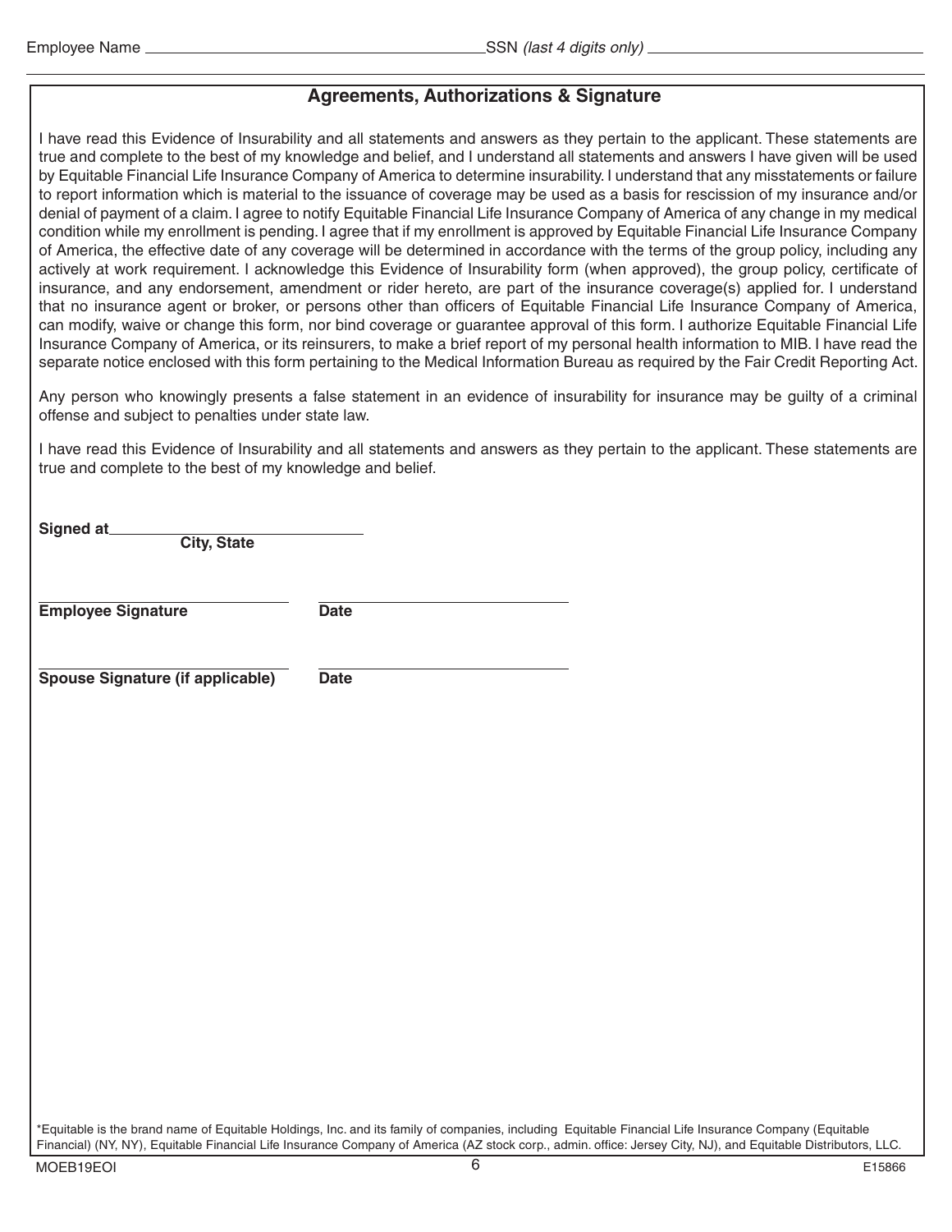Employee Name ______________________ SSN *(last 4 digits only)* ______________________

## Agreements, Authorizations & Signature

I have read this Evidence of Insurability and all statements and answers as they pertain to the applicant. These statements are true and complete to the best of my knowledge and belief, and I understand all statements and answers I have given will be used by Equitable Financial Life Insurance Company of America to determine insurability. I understand that any misstatements or failure to report information which is material to the issuance of coverage may be used as a basis for rescission of my insurance and/or denial of payment of a claim. I agree to notify Equitable Financial Life Insurance Company of America of any change in my medical condition while my enrollment is pending. I agree that if my enrollment is approved by Equitable Financial Life Insurance Company of America, the effective date of any coverage will be determined in accordance with the terms of the group policy, including any actively at work requirement. I acknowledge this Evidence of Insurability form (when approved), the group policy, certificate of insurance, and any endorsement, amendment or rider hereto, are part of the insurance coverage(s) applied for. I understand that no insurance agent or broker, or persons other than officers of Equitable Financial Life Insurance Company of America, can modify, waive or change this form, nor bind coverage or guarantee approval of this form. I authorize Equitable Financial Life Insurance Company of America, or its reinsurers, to make a brief report of my personal health information to MIB. I have read the separate notice enclosed with this form pertaining to the Medical Information Bureau as required by the Fair Credit Reporting Act.

Any person who knowingly presents a false statement in an evidence of insurability for insurance may be guilty of a criminal offense and subject to penalties under state law.

I have read this Evidence of Insurability and all statements and answers as they pertain to the applicant. These statements are true and complete to the best of my knowledge and belief.

**Signed at** ______________________
**City, State**

______________________ ______________________
**Employee Signature** **Date**

______________________ ______________________
**Spouse Signature (if applicable)** **Date**

*Equitable is the brand name of Equitable Holdings, Inc. and its family of companies, including Equitable Financial Life Insurance Company (Equitable Financial) (NY, NY), Equitable Financial Life Insurance Company of America (AZ stock corp., admin. office: Jersey City, NJ), and Equitable Distributors, LLC.

MOEB19EOI E15866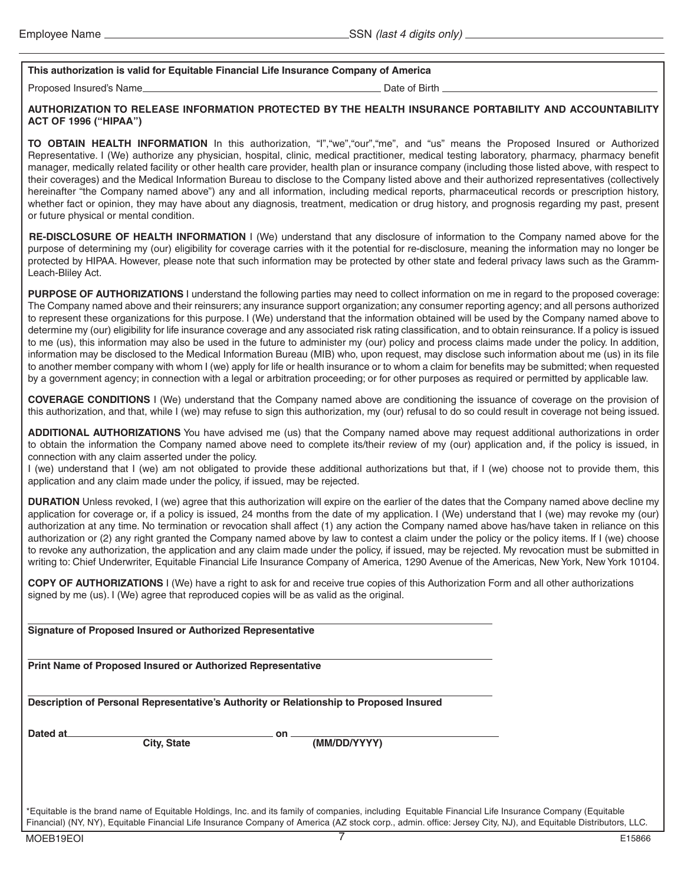Employee Name \_\_\_\_\_\_\_\_\_\_\_\_\_\_\_\_\_\_\_\_\_\_\_\_\_\_\_\_\_\_\_\_ SSN *(last 4 digits only)* \_\_\_\_\_\_\_\_\_\_\_\_\_\_\_\_\_\_\_\_\_\_\_\_

**This authorization is valid for Equitable Financial Life Insurance Company of America**

Proposed Insured's Name \_\_\_\_\_\_\_\_\_\_\_\_\_\_\_\_\_\_\_\_\_\_\_\_\_\_\_\_\_\_\_\_ Date of Birth \_\_\_\_\_\_\_\_\_\_\_\_\_\_\_\_\_\_\_\_\_\_\_\_

**AUTHORIZATION TO RELEASE INFORMATION PROTECTED BY THE HEALTH INSURANCE PORTABILITY AND ACCOUNTABILITY ACT OF 1996 ("HIPAA")**

**TO OBTAIN HEALTH INFORMATION** In this authorization, "I","we","our","me", and "us" means the Proposed Insured or Authorized Representative. I (We) authorize any physician, hospital, clinic, medical practitioner, medical testing laboratory, pharmacy, pharmacy benefit manager, medically related facility or other health care provider, health plan or insurance company (including those listed above, with respect to their coverages) and the Medical Information Bureau to disclose to the Company listed above and their authorized representatives (collectively hereinafter "the Company named above") any and all information, including medical reports, pharmaceutical records or prescription history, whether fact or opinion, they may have about any diagnosis, treatment, medication or drug history, and prognosis regarding my past, present or future physical or mental condition.

**RE-DISCLOSURE OF HEALTH INFORMATION** I (We) understand that any disclosure of information to the Company named above for the purpose of determining my (our) eligibility for coverage carries with it the potential for re-disclosure, meaning the information may no longer be protected by HIPAA. However, please note that such information may be protected by other state and federal privacy laws such as the Gramm-Leach-Bliley Act.

**PURPOSE OF AUTHORIZATIONS** I understand the following parties may need to collect information on me in regard to the proposed coverage: The Company named above and their reinsurers; any insurance support organization; any consumer reporting agency; and all persons authorized to represent these organizations for this purpose. I (We) understand that the information obtained will be used by the Company named above to determine my (our) eligibility for life insurance coverage and any associated risk rating classification, and to obtain reinsurance. If a policy is issued to me (us), this information may also be used in the future to administer my (our) policy and process claims made under the policy. In addition, information may be disclosed to the Medical Information Bureau (MIB) who, upon request, may disclose such information about me (us) in its file to another member company with whom I (we) apply for life or health insurance or to whom a claim for benefits may be submitted; when requested by a government agency; in connection with a legal or arbitration proceeding; or for other purposes as required or permitted by applicable law.

**COVERAGE CONDITIONS** I (We) understand that the Company named above are conditioning the issuance of coverage on the provision of this authorization, and that, while I (we) may refuse to sign this authorization, my (our) refusal to do so could result in coverage not being issued.

**ADDITIONAL AUTHORIZATIONS** You have advised me (us) that the Company named above may request additional authorizations in order to obtain the information the Company named above need to complete its/their review of my (our) application and, if the policy is issued, in connection with any claim asserted under the policy.
I (we) understand that I (we) am not obligated to provide these additional authorizations but that, if I (we) choose not to provide them, this application and any claim made under the policy, if issued, may be rejected.

**DURATION** Unless revoked, I (we) agree that this authorization will expire on the earlier of the dates that the Company named above decline my application for coverage or, if a policy is issued, 24 months from the date of my application. I (We) understand that I (we) may revoke my (our) authorization at any time. No termination or revocation shall affect (1) any action the Company named above has/have taken in reliance on this authorization or (2) any right granted the Company named above by law to contest a claim under the policy or the policy items. If I (we) choose to revoke any authorization, the application and any claim made under the policy, if issued, may be rejected. My revocation must be submitted in writing to: Chief Underwriter, Equitable Financial Life Insurance Company of America, 1290 Avenue of the Americas, New York, New York 10104.

**COPY OF AUTHORIZATIONS** I (We) have a right to ask for and receive true copies of this Authorization Form and all other authorizations signed by me (us). I (We) agree that reproduced copies will be as valid as the original.

\_\_\_\_\_\_\_\_\_\_\_\_\_\_\_\_\_\_\_\_\_\_\_\_\_\_\_\_\_\_\_\_\_\_\_\_\_\_\_\_
**Signature of Proposed Insured or Authorized Representative**

\_\_\_\_\_\_\_\_\_\_\_\_\_\_\_\_\_\_\_\_\_\_\_\_\_\_\_\_\_\_\_\_\_\_\_\_\_\_\_\_
**Print Name of Proposed Insured or Authorized Representative**

\_\_\_\_\_\_\_\_\_\_\_\_\_\_\_\_\_\_\_\_\_\_\_\_\_\_\_\_\_\_\_\_\_\_\_\_\_\_\_\_
**Description of Personal Representative's Authority or Relationship to Proposed Insured**

**Dated at** \_\_\_\_\_\_\_\_\_\_\_\_\_\_\_\_\_\_\_\_ **on** \_\_\_\_\_\_\_\_\_\_\_\_\_\_\_\_\_\_\_\_
**City, State** **(MM/DD/YYYY)**

\*Equitable is the brand name of Equitable Holdings, Inc. and its family of companies, including Equitable Financial Life Insurance Company (Equitable Financial) (NY, NY), Equitable Financial Life Insurance Company of America (AZ stock corp., admin. office: Jersey City, NJ), and Equitable Distributors, LLC.

MOEB19EOI E15866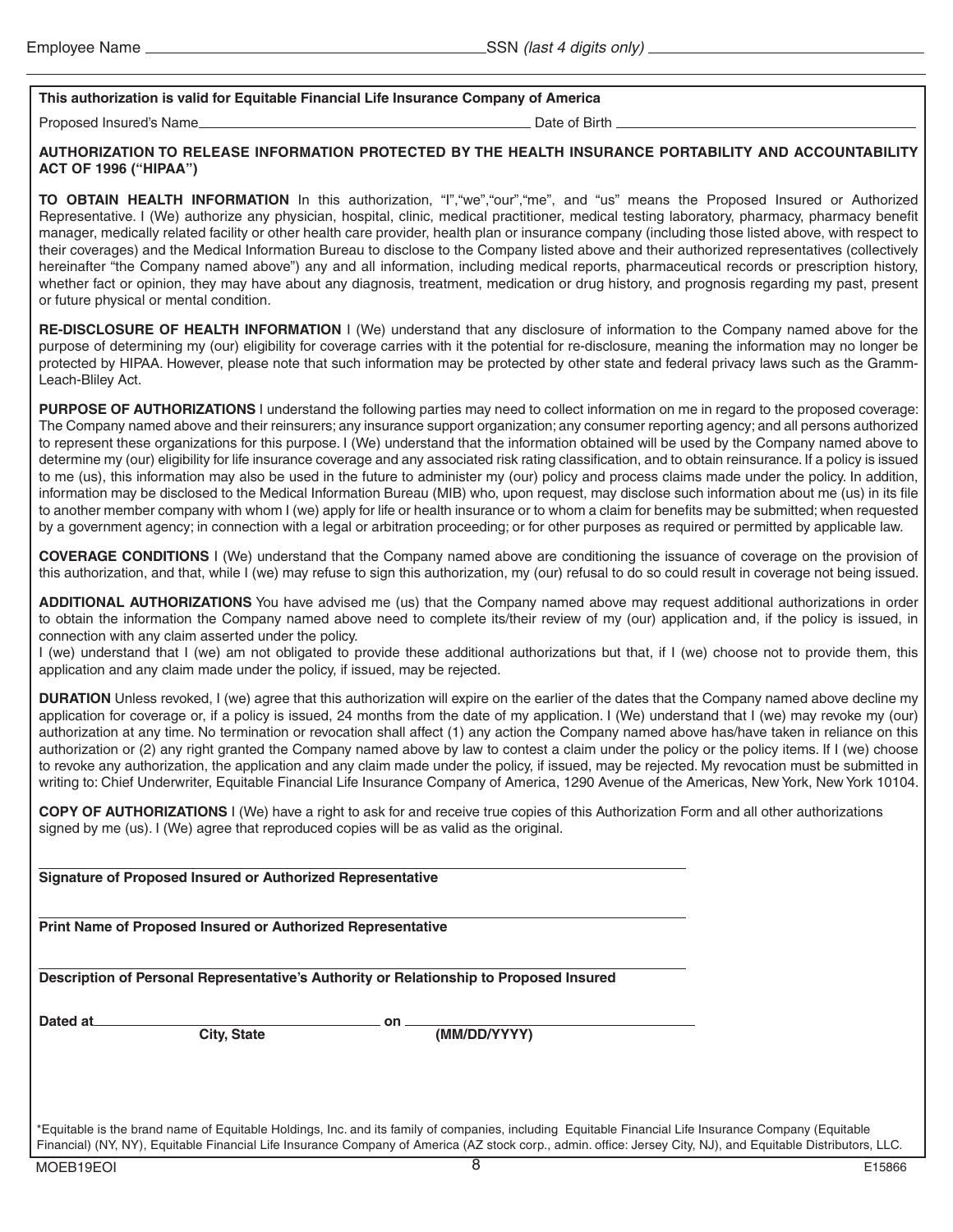Employee Name ________________________________ SSN *(last 4 digits only)* ________________________________

**This authorization is valid for Equitable Financial Life Insurance Company of America**

Proposed Insured's Name________________________________ Date of Birth ________________________________

**AUTHORIZATION TO RELEASE INFORMATION PROTECTED BY THE HEALTH INSURANCE PORTABILITY AND ACCOUNTABILITY ACT OF 1996 ("HIPAA")**

**TO OBTAIN HEALTH INFORMATION** In this authorization, "I","we","our","me", and "us" means the Proposed Insured or Authorized Representative. I (We) authorize any physician, hospital, clinic, medical practitioner, medical testing laboratory, pharmacy, pharmacy benefit manager, medically related facility or other health care provider, health plan or insurance company (including those listed above, with respect to their coverages) and the Medical Information Bureau to disclose to the Company listed above and their authorized representatives (collectively hereinafter "the Company named above") any and all information, including medical reports, pharmaceutical records or prescription history, whether fact or opinion, they may have about any diagnosis, treatment, medication or drug history, and prognosis regarding my past, present or future physical or mental condition.

**RE-DISCLOSURE OF HEALTH INFORMATION** I (We) understand that any disclosure of information to the Company named above for the purpose of determining my (our) eligibility for coverage carries with it the potential for re-disclosure, meaning the information may no longer be protected by HIPAA. However, please note that such information may be protected by other state and federal privacy laws such as the Gramm-Leach-Bliley Act.

**PURPOSE OF AUTHORIZATIONS** I understand the following parties may need to collect information on me in regard to the proposed coverage: The Company named above and their reinsurers; any insurance support organization; any consumer reporting agency; and all persons authorized to represent these organizations for this purpose. I (We) understand that the information obtained will be used by the Company named above to determine my (our) eligibility for life insurance coverage and any associated risk rating classification, and to obtain reinsurance. If a policy is issued to me (us), this information may also be used in the future to administer my (our) policy and process claims made under the policy. In addition, information may be disclosed to the Medical Information Bureau (MIB) who, upon request, may disclose such information about me (us) in its file to another member company with whom I (we) apply for life or health insurance or to whom a claim for benefits may be submitted; when requested by a government agency; in connection with a legal or arbitration proceeding; or for other purposes as required or permitted by applicable law.

**COVERAGE CONDITIONS** I (We) understand that the Company named above are conditioning the issuance of coverage on the provision of this authorization, and that, while I (we) may refuse to sign this authorization, my (our) refusal to do so could result in coverage not being issued.

**ADDITIONAL AUTHORIZATIONS** You have advised me (us) that the Company named above may request additional authorizations in order to obtain the information the Company named above need to complete its/their review of my (our) application and, if the policy is issued, in connection with any claim asserted under the policy.

I (we) understand that I (we) am not obligated to provide these additional authorizations but that, if I (we) choose not to provide them, this application and any claim made under the policy, if issued, may be rejected.

**DURATION** Unless revoked, I (we) agree that this authorization will expire on the earlier of the dates that the Company named above decline my application for coverage or, if a policy is issued, 24 months from the date of my application. I (We) understand that I (we) may revoke my (our) authorization at any time. No termination or revocation shall affect (1) any action the Company named above has/have taken in reliance on this authorization or (2) any right granted the Company named above by law to contest a claim under the policy or the policy items. If I (we) choose to revoke any authorization, the application and any claim made under the policy, if issued, may be rejected. My revocation must be submitted in writing to: Chief Underwriter, Equitable Financial Life Insurance Company of America, 1290 Avenue of the Americas, New York, New York 10104.

**COPY OF AUTHORIZATIONS** I (We) have a right to ask for and receive true copies of this Authorization Form and all other authorizations signed by me (us). I (We) agree that reproduced copies will be as valid as the original.

________________________________

**Signature of Proposed Insured or Authorized Representative**

________________________________

**Print Name of Proposed Insured or Authorized Representative**

________________________________

**Description of Personal Representative's Authority or Relationship to Proposed Insured**

**Dated at** ________________________________ **on** ________________________________

**City, State** **(MM/DD/YYYY)**

*Equitable is the brand name of Equitable Holdings, Inc. and its family of companies, including Equitable Financial Life Insurance Company (Equitable Financial) (NY, NY), Equitable Financial Life Insurance Company of America (AZ stock corp., admin. office: Jersey City, NJ), and Equitable Distributors, LLC.

MOEB19EOI E15866